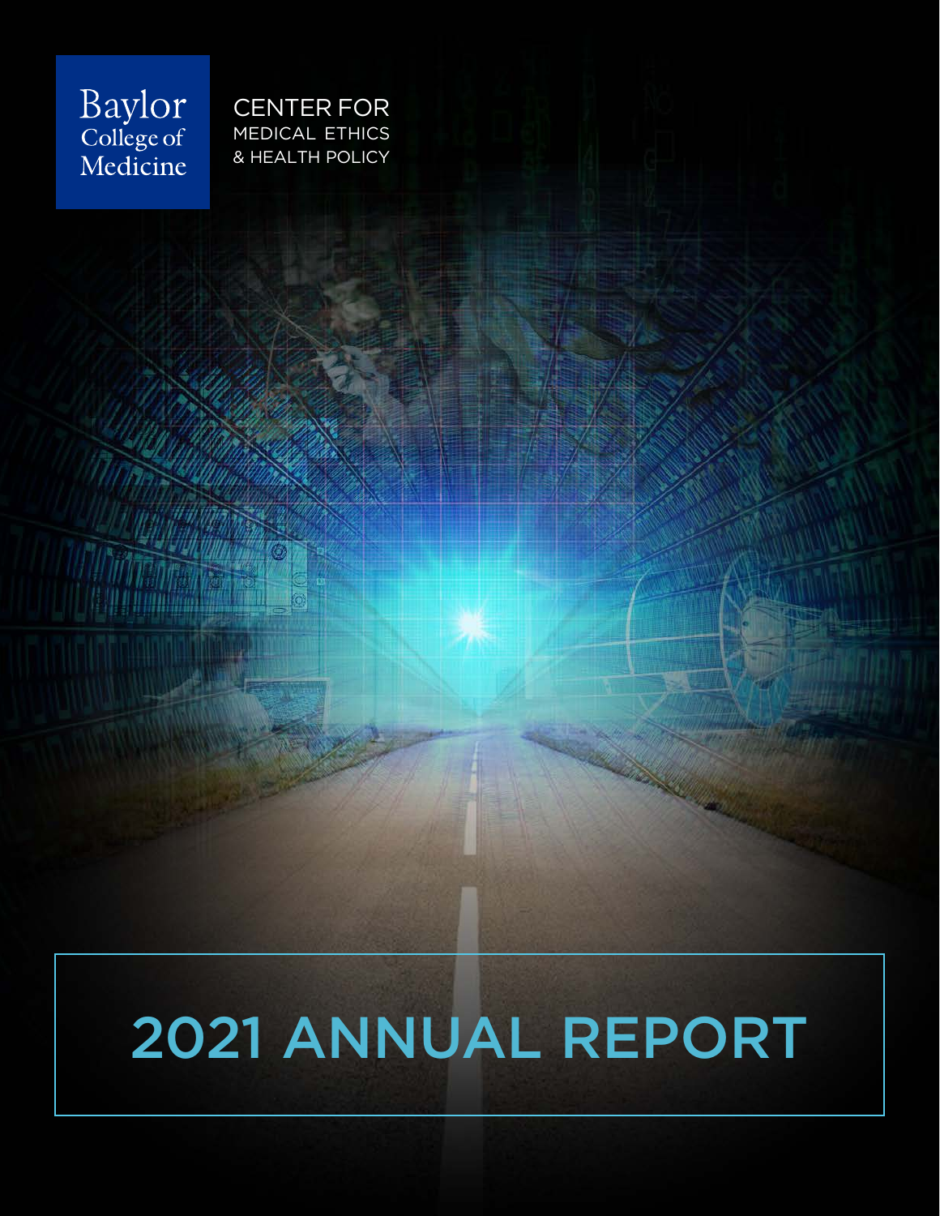Baylor College of Medicine

CENTER FOR
MEDICAL ETHICS
& HEALTH POLICY

# 2021 ANNUAL REPORT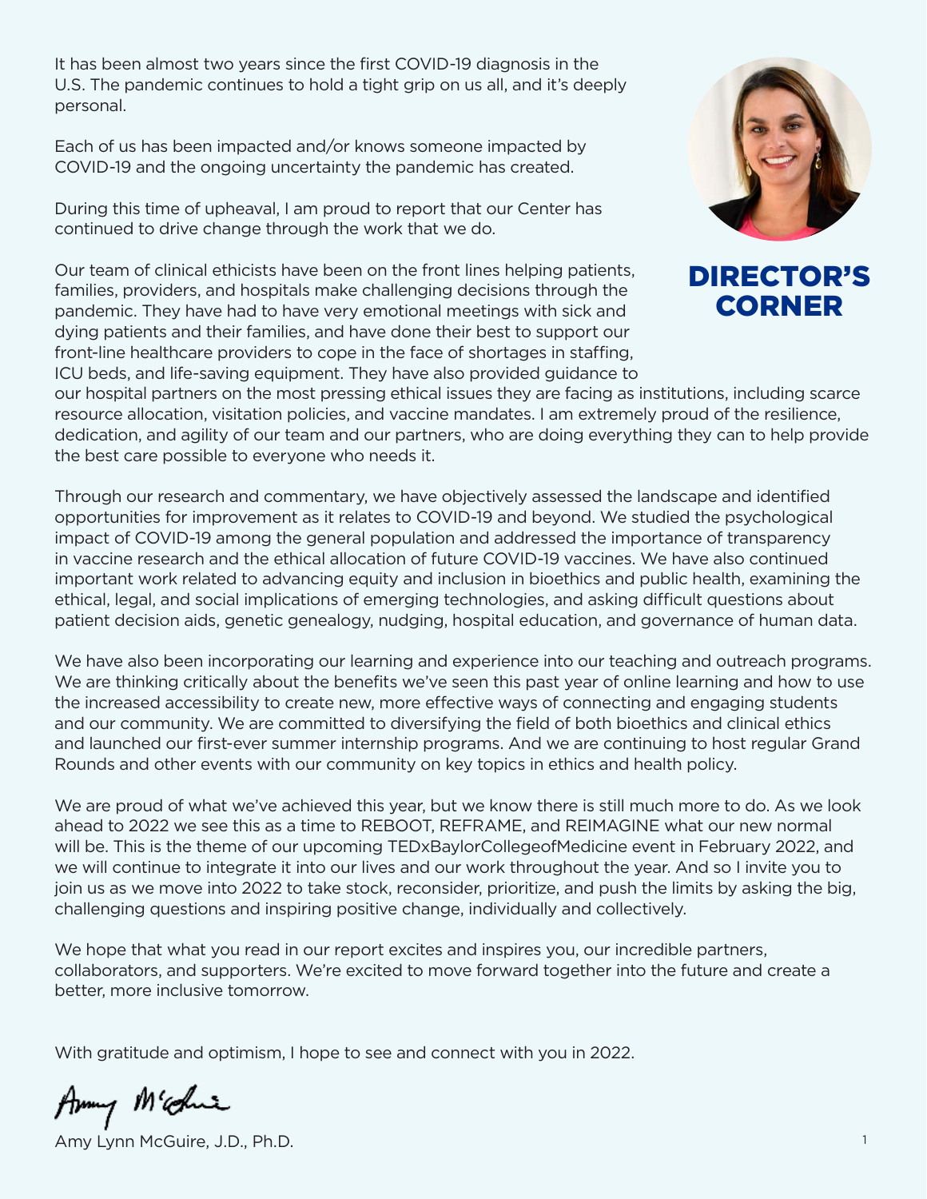# DIRECTOR'S CORNER

It has been almost two years since the first COVID-19 diagnosis in the U.S. The pandemic continues to hold a tight grip on us all, and it's deeply personal.

Each of us has been impacted and/or knows someone impacted by COVID-19 and the ongoing uncertainty the pandemic has created.

During this time of upheaval, I am proud to report that our Center has continued to drive change through the work that we do.

Our team of clinical ethicists have been on the front lines helping patients, families, providers, and hospitals make challenging decisions through the pandemic. They have had to have very emotional meetings with sick and dying patients and their families, and have done their best to support our front-line healthcare providers to cope in the face of shortages in staffing, ICU beds, and life-saving equipment. They have also provided guidance to our hospital partners on the most pressing ethical issues they are facing as institutions, including scarce resource allocation, visitation policies, and vaccine mandates. I am extremely proud of the resilience, dedication, and agility of our team and our partners, who are doing everything they can to help provide the best care possible to everyone who needs it.

Through our research and commentary, we have objectively assessed the landscape and identified opportunities for improvement as it relates to COVID-19 and beyond. We studied the psychological impact of COVID-19 among the general population and addressed the importance of transparency in vaccine research and the ethical allocation of future COVID-19 vaccines. We have also continued important work related to advancing equity and inclusion in bioethics and public health, examining the ethical, legal, and social implications of emerging technologies, and asking difficult questions about patient decision aids, genetic genealogy, nudging, hospital education, and governance of human data.

We have also been incorporating our learning and experience into our teaching and outreach programs. We are thinking critically about the benefits we've seen this past year of online learning and how to use the increased accessibility to create new, more effective ways of connecting and engaging students and our community. We are committed to diversifying the field of both bioethics and clinical ethics and launched our first-ever summer internship programs. And we are continuing to host regular Grand Rounds and other events with our community on key topics in ethics and health policy.

We are proud of what we've achieved this year, but we know there is still much more to do. As we look ahead to 2022 we see this as a time to REBOOT, REFRAME, and REIMAGINE what our new normal will be. This is the theme of our upcoming TEDxBaylorCollegeofMedicine event in February 2022, and we will continue to integrate it into our lives and our work throughout the year. And so I invite you to join us as we move into 2022 to take stock, reconsider, prioritize, and push the limits by asking the big, challenging questions and inspiring positive change, individually and collectively.

We hope that what you read in our report excites and inspires you, our incredible partners, collaborators, and supporters. We're excited to move forward together into the future and create a better, more inclusive tomorrow.

With gratitude and optimism, I hope to see and connect with you in 2022.

Amy Lynn McGuire, J.D., Ph.D.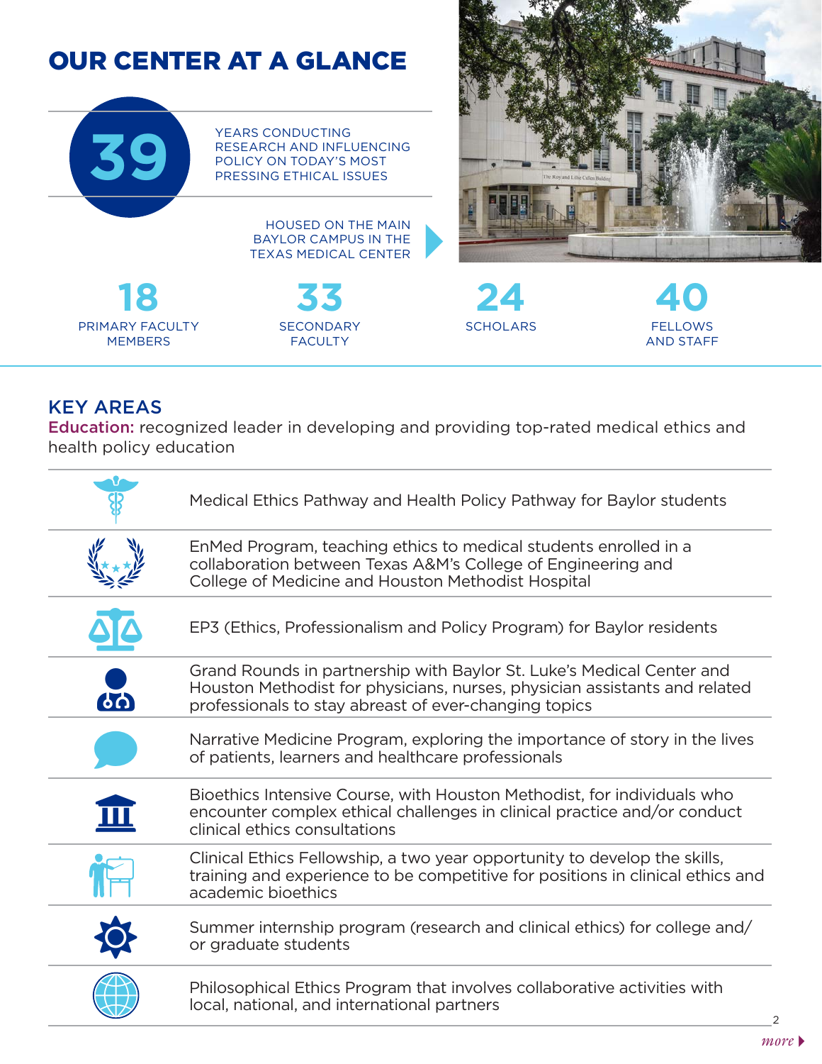# OUR CENTER AT A GLANCE

**39** YEARS CONDUCTING RESEARCH AND INFLUENCING POLICY ON TODAY'S MOST PRESSING ETHICAL ISSUES

HOUSED ON THE MAIN BAYLOR CAMPUS IN THE TEXAS MEDICAL CENTER

**18** PRIMARY FACULTY MEMBERS

**33** SECONDARY FACULTY

**24** SCHOLARS

**40** FELLOWS AND STAFF

## KEY AREAS

**Education:** recognized leader in developing and providing top-rated medical ethics and health policy education

- Medical Ethics Pathway and Health Policy Pathway for Baylor students
- EnMed Program, teaching ethics to medical students enrolled in a collaboration between Texas A&M's College of Engineering and College of Medicine and Houston Methodist Hospital
- EP3 (Ethics, Professionalism and Policy Program) for Baylor residents
- Grand Rounds in partnership with Baylor St. Luke's Medical Center and Houston Methodist for physicians, nurses, physician assistants and related professionals to stay abreast of ever-changing topics
- Narrative Medicine Program, exploring the importance of story in the lives of patients, learners and healthcare professionals
- Bioethics Intensive Course, with Houston Methodist, for individuals who encounter complex ethical challenges in clinical practice and/or conduct clinical ethics consultations
- Clinical Ethics Fellowship, a two year opportunity to develop the skills, training and experience to be competitive for positions in clinical ethics and academic bioethics
- Summer internship program (research and clinical ethics) for college and/or graduate students
- Philosophical Ethics Program that involves collaborative activities with local, national, and international partners

*more*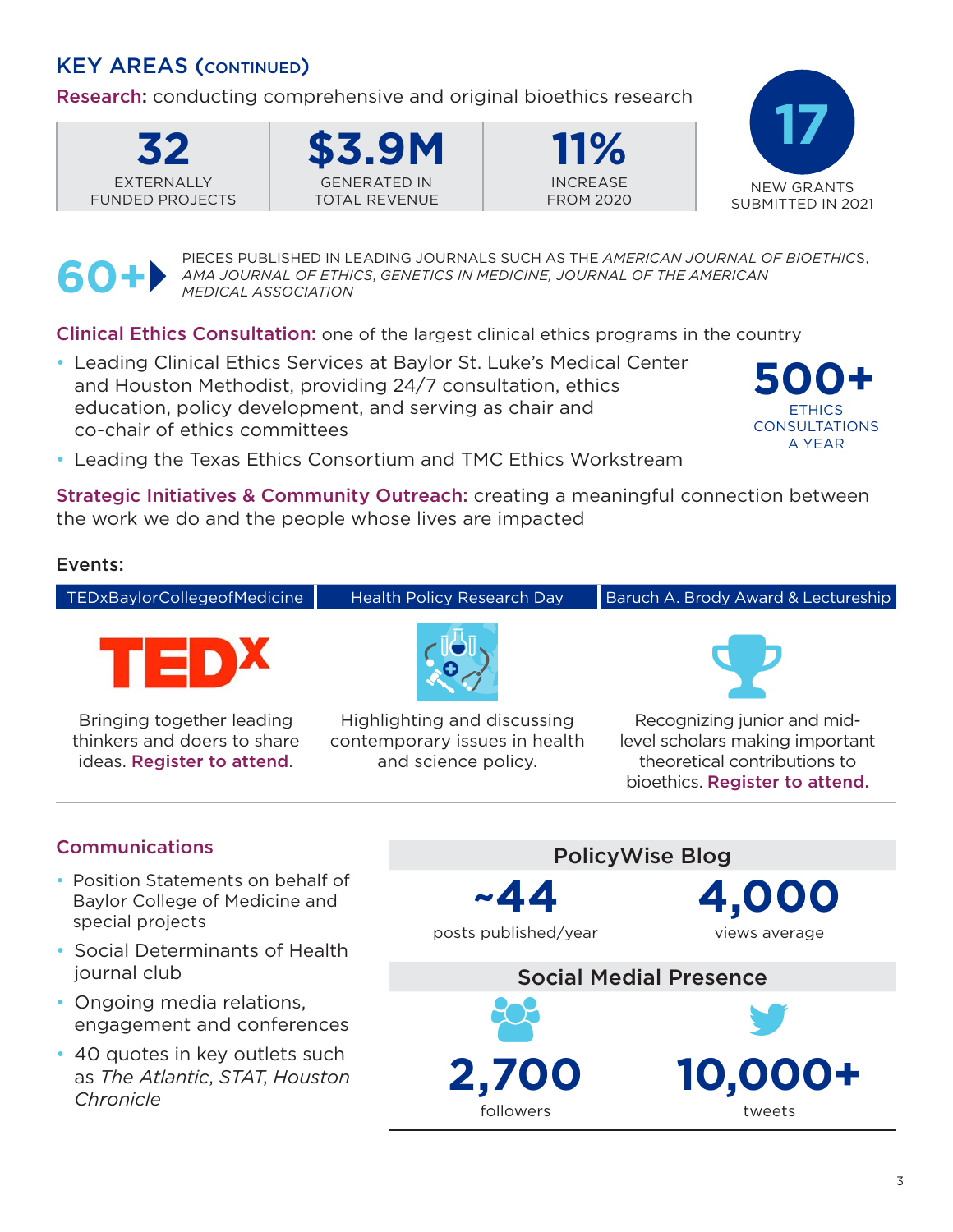## KEY AREAS (CONTINUED)

**Research:** conducting comprehensive and original bioethics research

**32** EXTERNALLY FUNDED PROJECTS

**$3.9M** GENERATED IN TOTAL REVENUE

**11%** INCREASE FROM 2020

**17** NEW GRANTS SUBMITTED IN 2021

**60+** PIECES PUBLISHED IN LEADING JOURNALS SUCH AS THE *AMERICAN JOURNAL OF BIOETHICS*, *AMA JOURNAL OF ETHICS*, *GENETICS IN MEDICINE*, *JOURNAL OF THE AMERICAN MEDICAL ASSOCIATION*

**Clinical Ethics Consultation:** one of the largest clinical ethics programs in the country

- Leading Clinical Ethics Services at Baylor St. Luke's Medical Center and Houston Methodist, providing 24/7 consultation, ethics education, policy development, and serving as chair and co-chair of ethics committees
- Leading the Texas Ethics Consortium and TMC Ethics Workstream

**500+** ETHICS CONSULTATIONS A YEAR

**Strategic Initiatives & Community Outreach:** creating a meaningful connection between the work we do and the people whose lives are impacted

**Events:**

**TEDxBaylorCollegeofMedicine**

Bringing together leading thinkers and doers to share ideas. **Register to attend.**

**Health Policy Research Day**

Highlighting and discussing contemporary issues in health and science policy.

**Baruch A. Brody Award & Lectureship**

Recognizing junior and mid-level scholars making important theoretical contributions to bioethics. **Register to attend.**

**Communications**

- Position Statements on behalf of Baylor College of Medicine and special projects
- Social Determinants of Health journal club
- Ongoing media relations, engagement and conferences
- 40 quotes in key outlets such as *The Atlantic*, *STAT*, *Houston Chronicle*

**PolicyWise Blog**

**~44** posts published/year

**4,000** views average

**Social Medial Presence**

**2,700** followers

**10,000+** tweets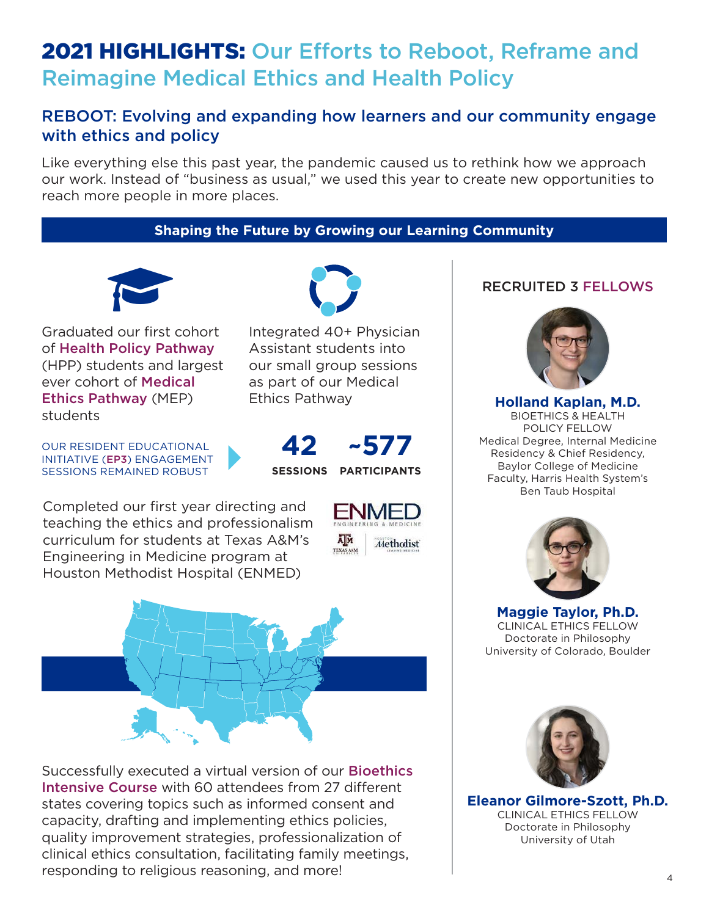# 2021 HIGHLIGHTS: Our Efforts to Reboot, Reframe and Reimagine Medical Ethics and Health Policy

## REBOOT: Evolving and expanding how learners and our community engage with ethics and policy

Like everything else this past year, the pandemic caused us to rethink how we approach our work. Instead of "business as usual," we used this year to create new opportunities to reach more people in more places.

### Shaping the Future by Growing our Learning Community

Graduated our first cohort of Health Policy Pathway (HPP) students and largest ever cohort of Medical Ethics Pathway (MEP) students

Integrated 40+ Physician Assistant students into our small group sessions as part of our Medical Ethics Pathway

OUR RESIDENT EDUCATIONAL INITIATIVE (EP3) ENGAGEMENT SESSIONS REMAINED ROBUST

**42** SESSIONS

**~577** PARTICIPANTS

Completed our first year directing and teaching the ethics and professionalism curriculum for students at Texas A&M's Engineering in Medicine program at Houston Methodist Hospital (ENMED)

ENMED ENGINEERING & MEDICINE

Successfully executed a virtual version of our Bioethics Intensive Course with 60 attendees from 27 different states covering topics such as informed consent and capacity, drafting and implementing ethics policies, quality improvement strategies, professionalization of clinical ethics consultation, facilitating family meetings, responding to religious reasoning, and more!

### RECRUITED 3 FELLOWS

**Holland Kaplan, M.D.**
BIOETHICS & HEALTH POLICY FELLOW
Medical Degree, Internal Medicine Residency & Chief Residency, Baylor College of Medicine
Faculty, Harris Health System's Ben Taub Hospital

**Maggie Taylor, Ph.D.**
CLINICAL ETHICS FELLOW
Doctorate in Philosophy
University of Colorado, Boulder

**Eleanor Gilmore-Szott, Ph.D.**
CLINICAL ETHICS FELLOW
Doctorate in Philosophy
University of Utah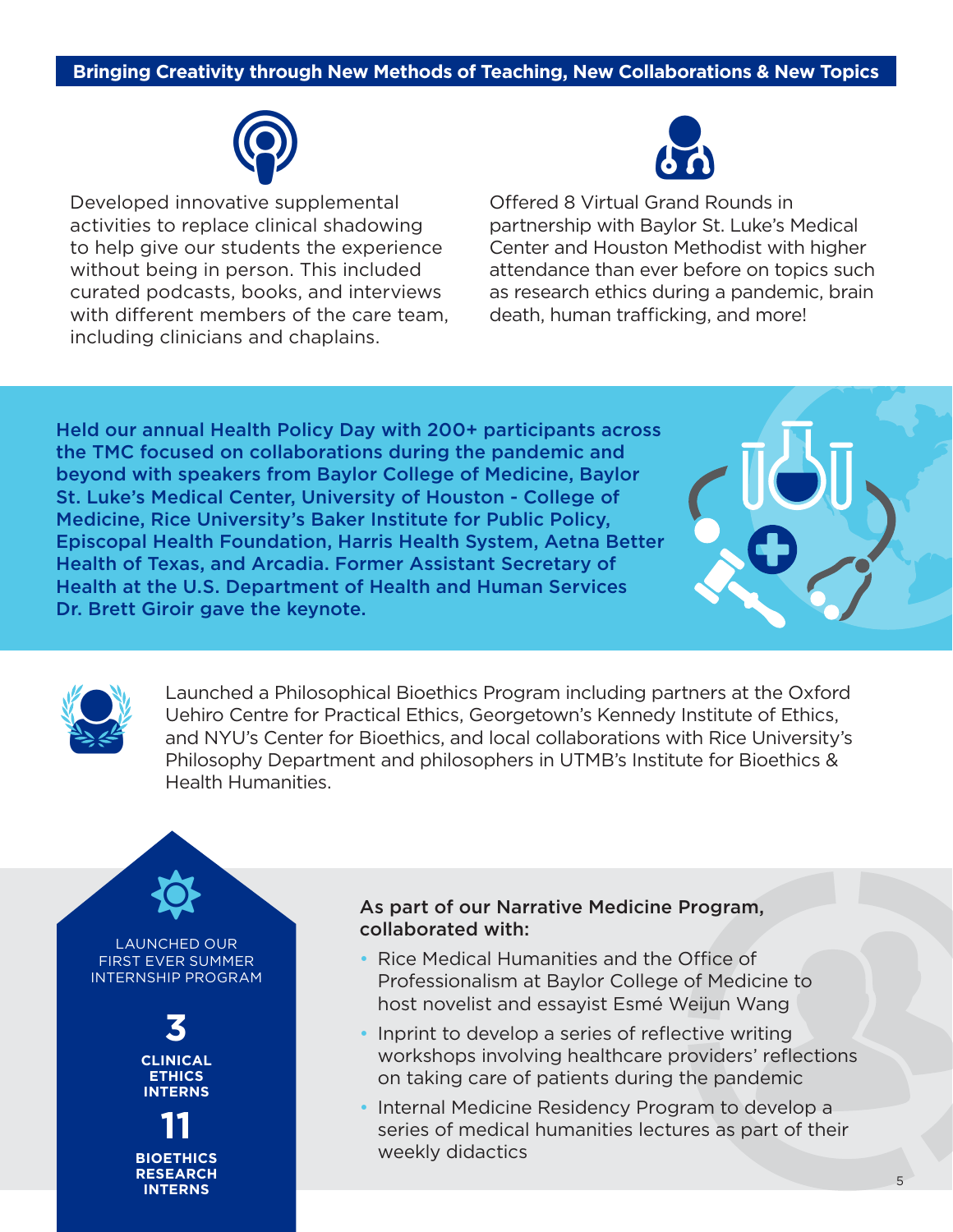## Bringing Creativity through New Methods of Teaching, New Collaborations & New Topics

Developed innovative supplemental activities to replace clinical shadowing to help give our students the experience without being in person. This included curated podcasts, books, and interviews with different members of the care team, including clinicians and chaplains.

Offered 8 Virtual Grand Rounds in partnership with Baylor St. Luke's Medical Center and Houston Methodist with higher attendance than ever before on topics such as research ethics during a pandemic, brain death, human trafficking, and more!

**Held our annual Health Policy Day with 200+ participants across the TMC focused on collaborations during the pandemic and beyond with speakers from Baylor College of Medicine, Baylor St. Luke's Medical Center, University of Houston - College of Medicine, Rice University's Baker Institute for Public Policy, Episcopal Health Foundation, Harris Health System, Aetna Better Health of Texas, and Arcadia. Former Assistant Secretary of Health at the U.S. Department of Health and Human Services Dr. Brett Giroir gave the keynote.**

Launched a Philosophical Bioethics Program including partners at the Oxford Uehiro Centre for Practical Ethics, Georgetown's Kennedy Institute of Ethics, and NYU's Center for Bioethics, and local collaborations with Rice University's Philosophy Department and philosophers in UTMB's Institute for Bioethics & Health Humanities.

LAUNCHED OUR FIRST EVER SUMMER INTERNSHIP PROGRAM

**3**

**CLINICAL ETHICS INTERNS**

**11**

**BIOETHICS RESEARCH INTERNS**

As part of our Narrative Medicine Program, collaborated with:

- Rice Medical Humanities and the Office of Professionalism at Baylor College of Medicine to host novelist and essayist Esmé Weijun Wang
- Inprint to develop a series of reflective writing workshops involving healthcare providers' reflections on taking care of patients during the pandemic
- Internal Medicine Residency Program to develop a series of medical humanities lectures as part of their weekly didactics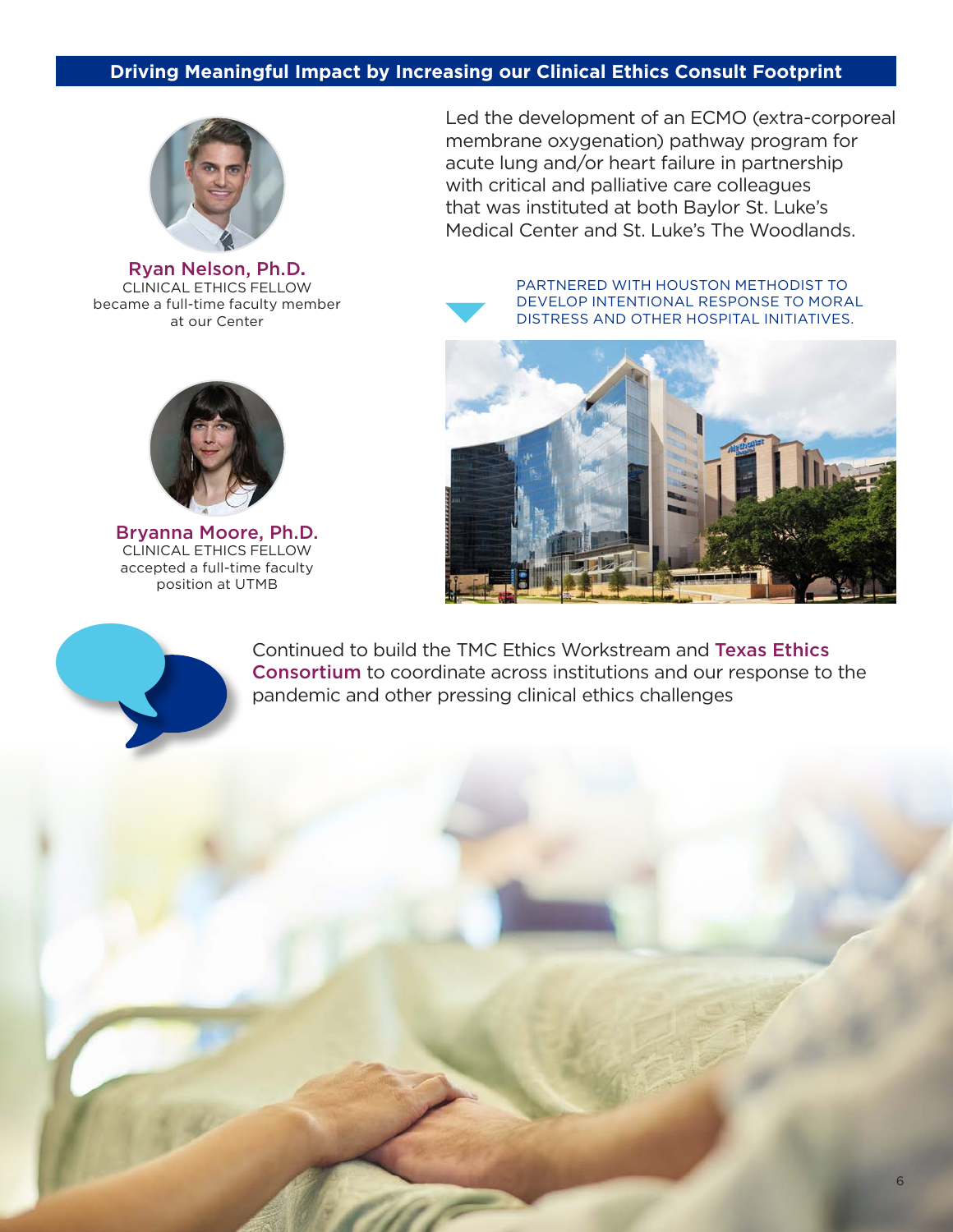## Driving Meaningful Impact by Increasing our Clinical Ethics Consult Footprint

**Ryan Nelson, Ph.D.**
CLINICAL ETHICS FELLOW
became a full-time faculty member at our Center

**Bryanna Moore, Ph.D.**
CLINICAL ETHICS FELLOW
accepted a full-time faculty position at UTMB

Led the development of an ECMO (extra-corporeal membrane oxygenation) pathway program for acute lung and/or heart failure in partnership with critical and palliative care colleagues that was instituted at both Baylor St. Luke's Medical Center and St. Luke's The Woodlands.

PARTNERED WITH HOUSTON METHODIST TO DEVELOP INTENTIONAL RESPONSE TO MORAL DISTRESS AND OTHER HOSPITAL INITIATIVES.

Continued to build the TMC Ethics Workstream and **Texas Ethics Consortium** to coordinate across institutions and our response to the pandemic and other pressing clinical ethics challenges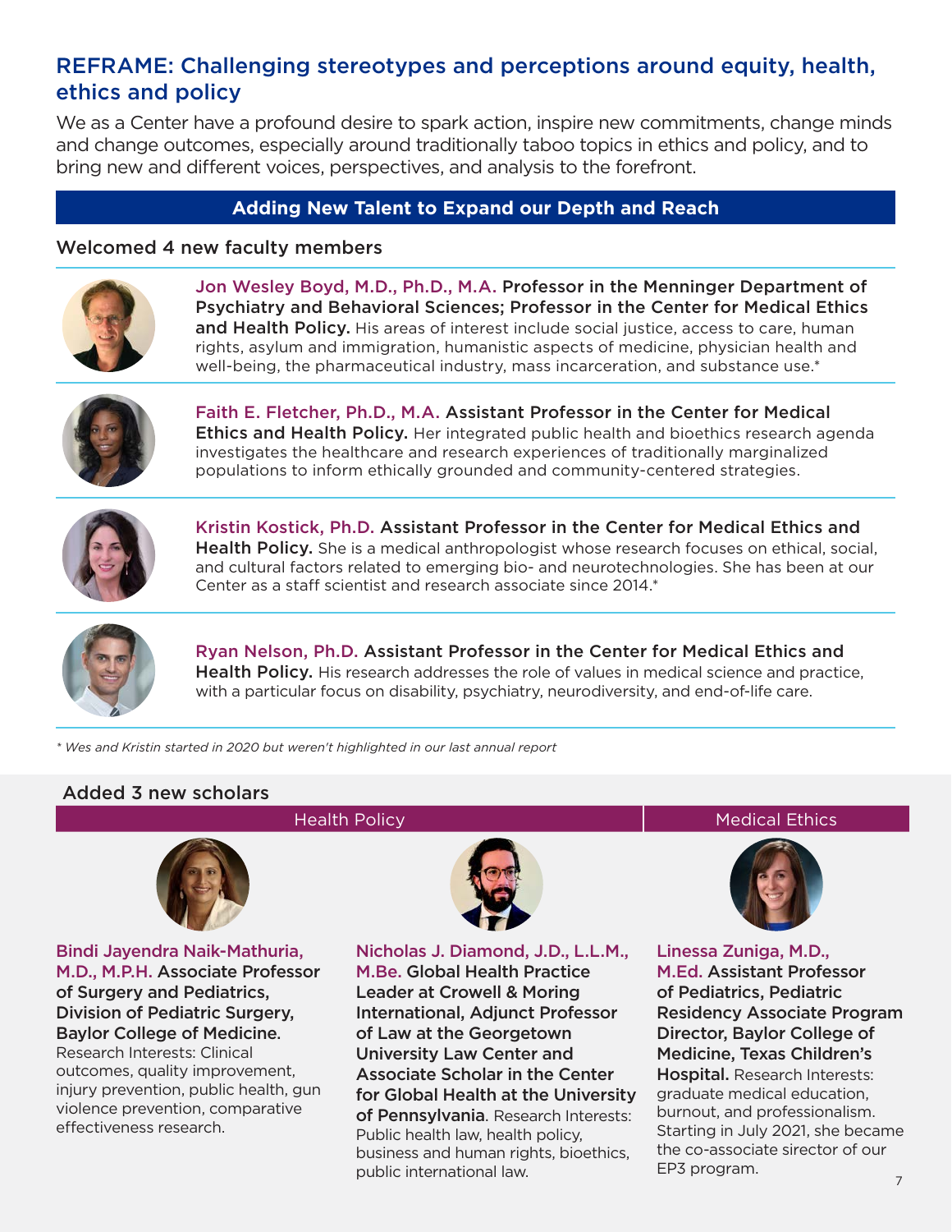## REFRAME: Challenging stereotypes and perceptions around equity, health, ethics and policy

We as a Center have a profound desire to spark action, inspire new commitments, change minds and change outcomes, especially around traditionally taboo topics in ethics and policy, and to bring new and different voices, perspectives, and analysis to the forefront.

### Adding New Talent to Expand our Depth and Reach

#### Welcomed 4 new faculty members

**Jon Wesley Boyd, M.D., Ph.D., M.A. Professor in the Menninger Department of Psychiatry and Behavioral Sciences; Professor in the Center for Medical Ethics and Health Policy.** His areas of interest include social justice, access to care, human rights, asylum and immigration, humanistic aspects of medicine, physician health and well-being, the pharmaceutical industry, mass incarceration, and substance use.*

**Faith E. Fletcher, Ph.D., M.A. Assistant Professor in the Center for Medical Ethics and Health Policy.** Her integrated public health and bioethics research agenda investigates the healthcare and research experiences of traditionally marginalized populations to inform ethically grounded and community-centered strategies.

**Kristin Kostick, Ph.D. Assistant Professor in the Center for Medical Ethics and Health Policy.** She is a medical anthropologist whose research focuses on ethical, social, and cultural factors related to emerging bio- and neurotechnologies. She has been at our Center as a staff scientist and research associate since 2014.*

**Ryan Nelson, Ph.D. Assistant Professor in the Center for Medical Ethics and Health Policy.** His research addresses the role of values in medical science and practice, with a particular focus on disability, psychiatry, neurodiversity, and end-of-life care.

*\* Wes and Kristin started in 2020 but weren't highlighted in our last annual report*

#### Added 3 new scholars

**Health Policy**

**Bindi Jayendra Naik-Mathuria, M.D., M.P.H. Associate Professor of Surgery and Pediatrics, Division of Pediatric Surgery, Baylor College of Medicine.** Research Interests: Clinical outcomes, quality improvement, injury prevention, public health, gun violence prevention, comparative effectiveness research.

**Nicholas J. Diamond, J.D., L.L.M., M.Be. Global Health Practice Leader at Crowell & Moring International, Adjunct Professor of Law at the Georgetown University Law Center and Associate Scholar in the Center for Global Health at the University of Pennsylvania**. Research Interests: Public health law, health policy, business and human rights, bioethics, public international law.

**Medical Ethics**

**Linessa Zuniga, M.D., M.Ed. Assistant Professor of Pediatrics, Pediatric Residency Associate Program Director, Baylor College of Medicine, Texas Children's Hospital.** Research Interests: graduate medical education, burnout, and professionalism. Starting in July 2021, she became the co-associate sirector of our EP3 program.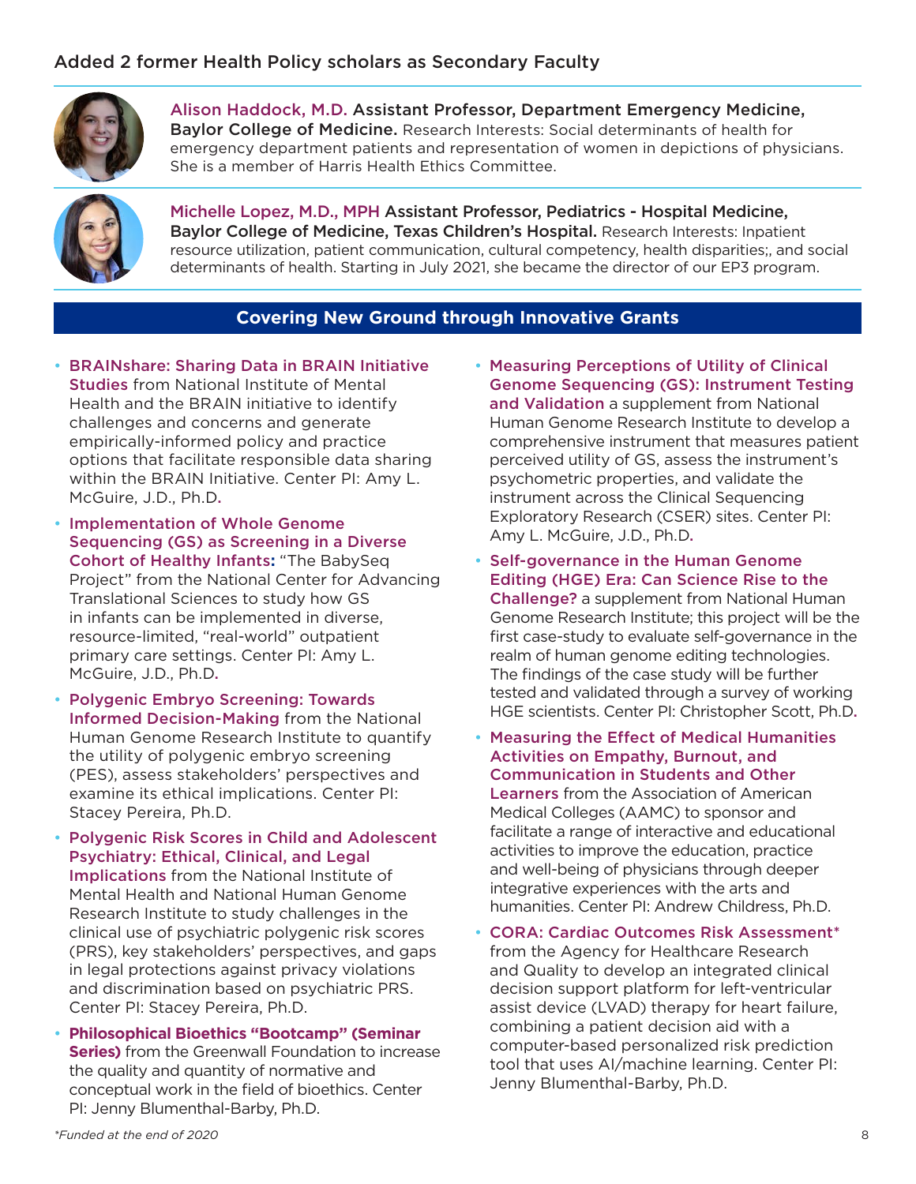## Added 2 former Health Policy scholars as Secondary Faculty

**Alison Haddock, M.D. Assistant Professor, Department Emergency Medicine, Baylor College of Medicine.** Research Interests: Social determinants of health for emergency department patients and representation of women in depictions of physicians. She is a member of Harris Health Ethics Committee.

**Michelle Lopez, M.D., MPH Assistant Professor, Pediatrics - Hospital Medicine, Baylor College of Medicine, Texas Children's Hospital.** Research Interests: Inpatient resource utilization, patient communication, cultural competency, health disparities;, and social determinants of health. Starting in July 2021, she became the director of our EP3 program.

## Covering New Ground through Innovative Grants

- **BRAINshare: Sharing Data in BRAIN Initiative Studies** from National Institute of Mental Health and the BRAIN initiative to identify challenges and concerns and generate empirically-informed policy and practice options that facilitate responsible data sharing within the BRAIN Initiative. Center PI: Amy L. McGuire, J.D., Ph.D.
- **Implementation of Whole Genome Sequencing (GS) as Screening in a Diverse Cohort of Healthy Infants:** "The BabySeq Project" from the National Center for Advancing Translational Sciences to study how GS in infants can be implemented in diverse, resource-limited, "real-world" outpatient primary care settings. Center PI: Amy L. McGuire, J.D., Ph.D.
- **Polygenic Embryo Screening: Towards Informed Decision-Making** from the National Human Genome Research Institute to quantify the utility of polygenic embryo screening (PES), assess stakeholders' perspectives and examine its ethical implications. Center PI: Stacey Pereira, Ph.D.
- **Polygenic Risk Scores in Child and Adolescent Psychiatry: Ethical, Clinical, and Legal Implications** from the National Institute of Mental Health and National Human Genome Research Institute to study challenges in the clinical use of psychiatric polygenic risk scores (PRS), key stakeholders' perspectives, and gaps in legal protections against privacy violations and discrimination based on psychiatric PRS. Center PI: Stacey Pereira, Ph.D.
- **Philosophical Bioethics "Bootcamp" (Seminar Series)** from the Greenwall Foundation to increase the quality and quantity of normative and conceptual work in the field of bioethics. Center PI: Jenny Blumenthal-Barby, Ph.D.
- **Measuring Perceptions of Utility of Clinical Genome Sequencing (GS): Instrument Testing and Validation** a supplement from National Human Genome Research Institute to develop a comprehensive instrument that measures patient perceived utility of GS, assess the instrument's psychometric properties, and validate the instrument across the Clinical Sequencing Exploratory Research (CSER) sites. Center PI: Amy L. McGuire, J.D., Ph.D.
- **Self-governance in the Human Genome Editing (HGE) Era: Can Science Rise to the Challenge?** a supplement from National Human Genome Research Institute; this project will be the first case-study to evaluate self-governance in the realm of human genome editing technologies. The findings of the case study will be further tested and validated through a survey of working HGE scientists. Center PI: Christopher Scott, Ph.D.
- **Measuring the Effect of Medical Humanities Activities on Empathy, Burnout, and Communication in Students and Other Learners** from the Association of American Medical Colleges (AAMC) to sponsor and facilitate a range of interactive and educational activities to improve the education, practice and well-being of physicians through deeper integrative experiences with the arts and humanities. Center PI: Andrew Childress, Ph.D.
- **CORA: Cardiac Outcomes Risk Assessment*** from the Agency for Healthcare Research and Quality to develop an integrated clinical decision support platform for left-ventricular assist device (LVAD) therapy for heart failure, combining a patient decision aid with a computer-based personalized risk prediction tool that uses AI/machine learning. Center PI: Jenny Blumenthal-Barby, Ph.D.

*\*Funded at the end of 2020*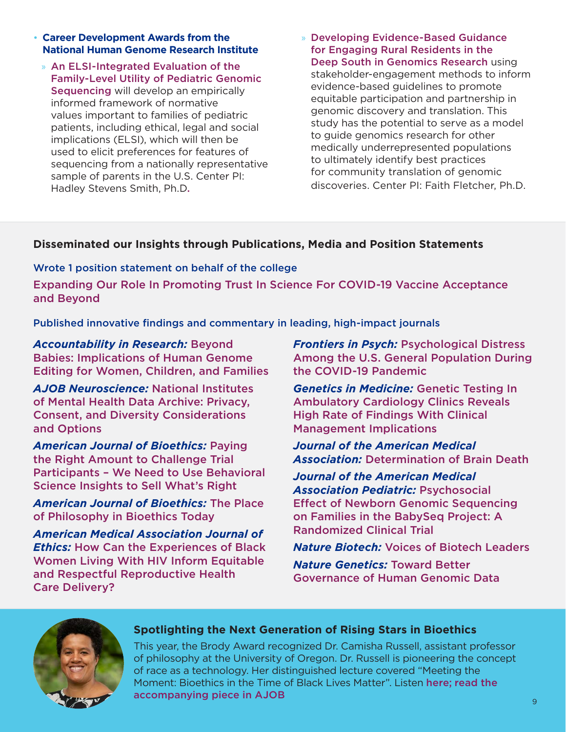- **Career Development Awards from the National Human Genome Research Institute**
  - **An ELSI-Integrated Evaluation of the Family-Level Utility of Pediatric Genomic Sequencing** will develop an empirically informed framework of normative values important to families of pediatric patients, including ethical, legal and social implications (ELSI), which will then be used to elicit preferences for features of sequencing from a nationally representative sample of parents in the U.S. Center PI: Hadley Stevens Smith, Ph.D.
  - **Developing Evidence-Based Guidance for Engaging Rural Residents in the Deep South in Genomics Research** using stakeholder-engagement methods to inform evidence-based guidelines to promote equitable participation and partnership in genomic discovery and translation. This study has the potential to serve as a model to guide genomics research for other medically underrepresented populations to ultimately identify best practices for community translation of genomic discoveries. Center PI: Faith Fletcher, Ph.D.

## Disseminated our Insights through Publications, Media and Position Statements

Wrote 1 position statement on behalf of the college

Expanding Our Role In Promoting Trust In Science For COVID-19 Vaccine Acceptance and Beyond

Published innovative findings and commentary in leading, high-impact journals

***Accountability in Research:*** Beyond Babies: Implications of Human Genome Editing for Women, Children, and Families

***AJOB Neuroscience:*** National Institutes of Mental Health Data Archive: Privacy, Consent, and Diversity Considerations and Options

***American Journal of Bioethics:*** Paying the Right Amount to Challenge Trial Participants – We Need to Use Behavioral Science Insights to Sell What's Right

***American Journal of Bioethics:*** The Place of Philosophy in Bioethics Today

***American Medical Association Journal of Ethics:*** How Can the Experiences of Black Women Living With HIV Inform Equitable and Respectful Reproductive Health Care Delivery?

***Frontiers in Psych:*** Psychological Distress Among the U.S. General Population During the COVID-19 Pandemic

***Genetics in Medicine:*** Genetic Testing In Ambulatory Cardiology Clinics Reveals High Rate of Findings With Clinical Management Implications

***Journal of the American Medical Association:*** Determination of Brain Death

***Journal of the American Medical Association Pediatric:*** Psychosocial Effect of Newborn Genomic Sequencing on Families in the BabySeq Project: A Randomized Clinical Trial

***Nature Biotech:*** Voices of Biotech Leaders

***Nature Genetics:*** Toward Better Governance of Human Genomic Data

### Spotlighting the Next Generation of Rising Stars in Bioethics

This year, the Brody Award recognized Dr. Camisha Russell, assistant professor of philosophy at the University of Oregon. Dr. Russell is pioneering the concept of race as a technology. Her distinguished lecture covered "Meeting the Moment: Bioethics in the Time of Black Lives Matter". Listen here; read the accompanying piece in AJOB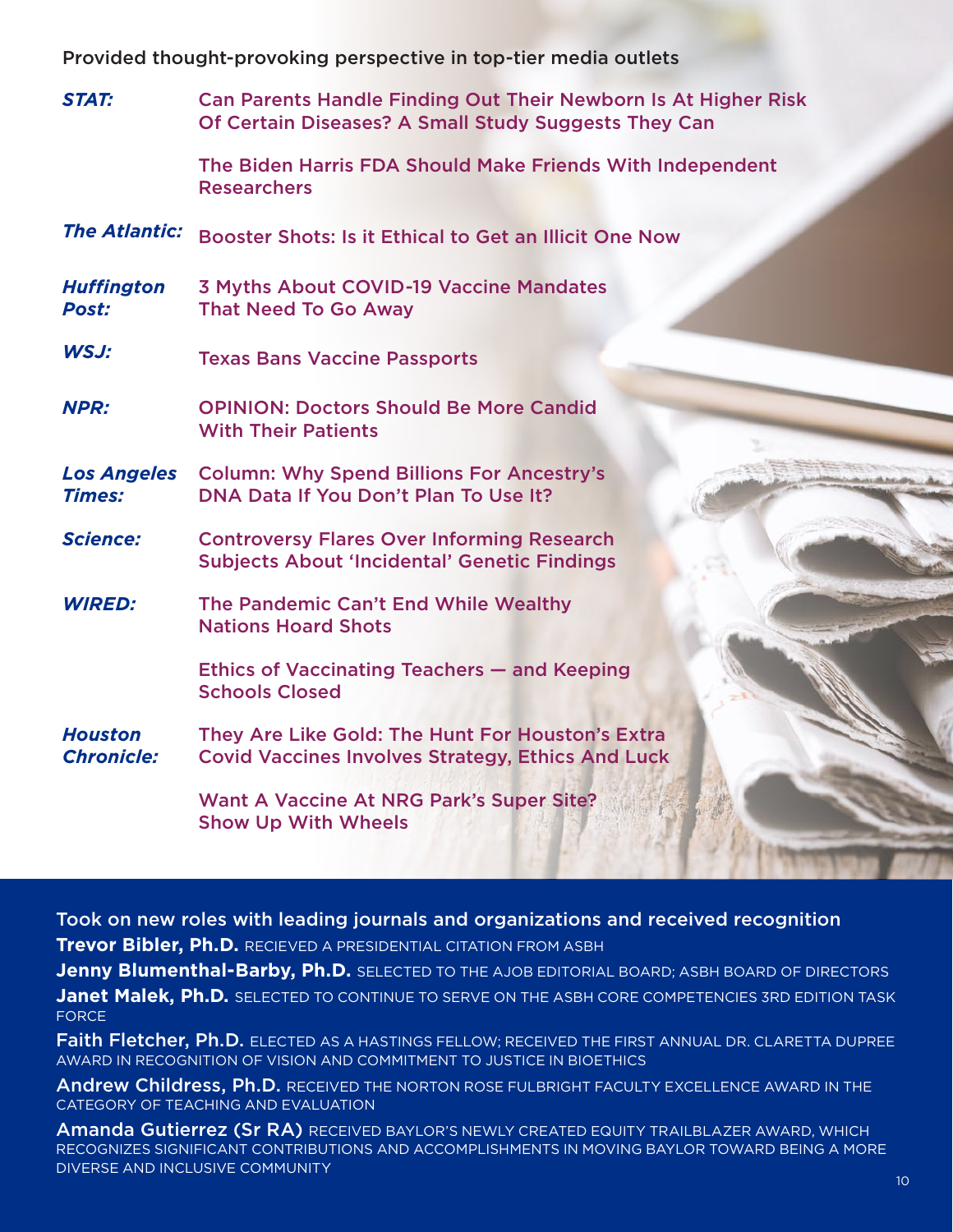## Provided thought-provoking perspective in top-tier media outlets

***STAT:*** Can Parents Handle Finding Out Their Newborn Is At Higher Risk Of Certain Diseases? A Small Study Suggests They Can

The Biden Harris FDA Should Make Friends With Independent Researchers

***The Atlantic:*** Booster Shots: Is it Ethical to Get an Illicit One Now

***Huffington Post:*** 3 Myths About COVID-19 Vaccine Mandates That Need To Go Away

***WSJ:*** Texas Bans Vaccine Passports

***NPR:*** OPINION: Doctors Should Be More Candid With Their Patients

***Los Angeles Times:*** Column: Why Spend Billions For Ancestry's DNA Data If You Don't Plan To Use It?

***Science:*** Controversy Flares Over Informing Research Subjects About 'Incidental' Genetic Findings

***WIRED:*** The Pandemic Can't End While Wealthy Nations Hoard Shots

Ethics of Vaccinating Teachers — and Keeping Schools Closed

***Houston Chronicle:*** They Are Like Gold: The Hunt For Houston's Extra Covid Vaccines Involves Strategy, Ethics And Luck

Want A Vaccine At NRG Park's Super Site? Show Up With Wheels

## Took on new roles with leading journals and organizations and received recognition

**Trevor Bibler, Ph.D.** RECIEVED A PRESIDENTIAL CITATION FROM ASBH

**Jenny Blumenthal-Barby, Ph.D.** SELECTED TO THE AJOB EDITORIAL BOARD; ASBH BOARD OF DIRECTORS

**Janet Malek, Ph.D.** SELECTED TO CONTINUE TO SERVE ON THE ASBH CORE COMPETENCIES 3RD EDITION TASK FORCE

**Faith Fletcher, Ph.D.** ELECTED AS A HASTINGS FELLOW; RECEIVED THE FIRST ANNUAL DR. CLARETTA DUPREE AWARD IN RECOGNITION OF VISION AND COMMITMENT TO JUSTICE IN BIOETHICS

**Andrew Childress, Ph.D.** RECEIVED THE NORTON ROSE FULBRIGHT FACULTY EXCELLENCE AWARD IN THE CATEGORY OF TEACHING AND EVALUATION

**Amanda Gutierrez (Sr RA)** RECEIVED BAYLOR'S NEWLY CREATED EQUITY TRAILBLAZER AWARD, WHICH RECOGNIZES SIGNIFICANT CONTRIBUTIONS AND ACCOMPLISHMENTS IN MOVING BAYLOR TOWARD BEING A MORE DIVERSE AND INCLUSIVE COMMUNITY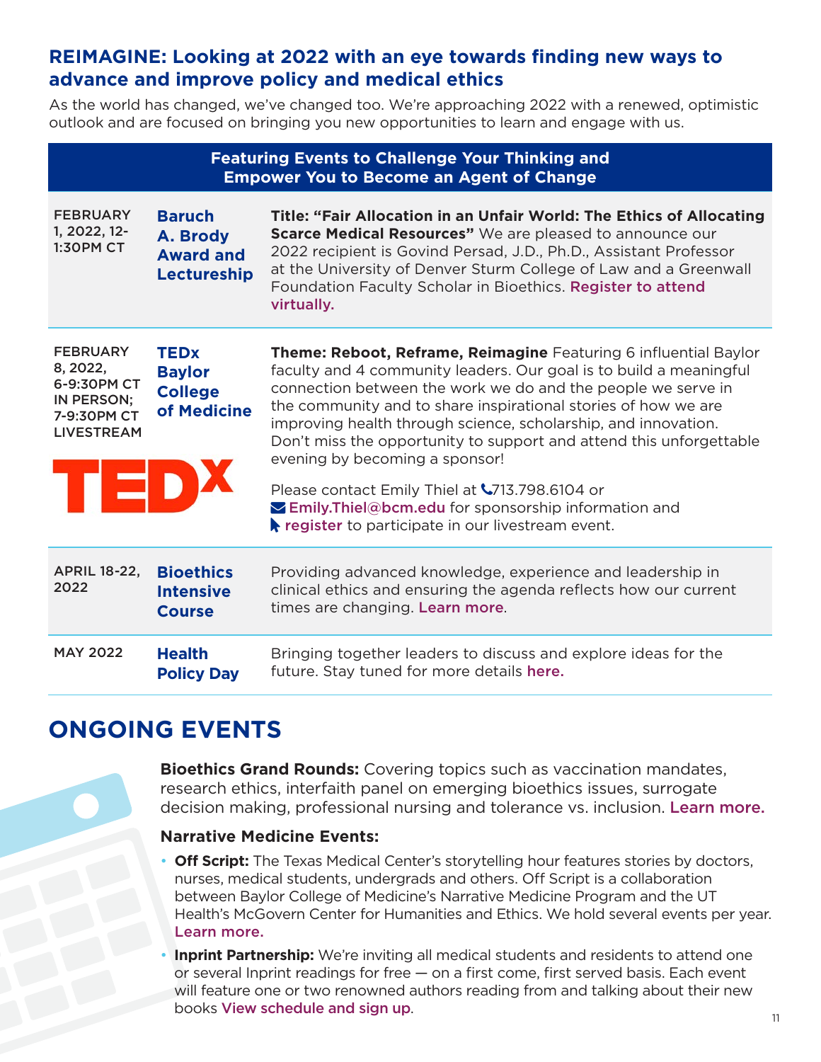## REIMAGINE: Looking at 2022 with an eye towards finding new ways to advance and improve policy and medical ethics

As the world has changed, we've changed too. We're approaching 2022 with a renewed, optimistic outlook and are focused on bringing you new opportunities to learn and engage with us.

| Featuring Events to Challenge Your Thinking and Empower You to Become an Agent of Change | | |
|---|---|---|
| FEBRUARY 1, 2022, 12-1:30PM CT | **Baruch A. Brody Award and Lectureship** | **Title: "Fair Allocation in an Unfair World: The Ethics of Allocating Scarce Medical Resources"** We are pleased to announce our 2022 recipient is Govind Persad, J.D., Ph.D., Assistant Professor at the University of Denver Sturm College of Law and a Greenwall Foundation Faculty Scholar in Bioethics. **Register to attend virtually.** |
| FEBRUARY 8, 2022, 6-9:30PM CT IN PERSON; 7-9:30PM CT LIVESTREAM TEDx | **TEDx Baylor College of Medicine** | **Theme: Reboot, Reframe, Reimagine** Featuring 6 influential Baylor faculty and 4 community leaders. Our goal is to build a meaningful connection between the work we do and the people we serve in the community and to share inspirational stories of how we are improving health through science, scholarship, and innovation. Don't miss the opportunity to support and attend this unforgettable evening by becoming a sponsor! Please contact Emily Thiel at 713.798.6104 or Emily.Thiel@bcm.edu for sponsorship information and register to participate in our livestream event. |
| APRIL 18-22, 2022 | **Bioethics Intensive Course** | Providing advanced knowledge, experience and leadership in clinical ethics and ensuring the agenda reflects how our current times are changing. Learn more. |
| MAY 2022 | **Health Policy Day** | Bringing together leaders to discuss and explore ideas for the future. Stay tuned for more details here. |

## ONGOING EVENTS

**Bioethics Grand Rounds:** Covering topics such as vaccination mandates, research ethics, interfaith panel on emerging bioethics issues, surrogate decision making, professional nursing and tolerance vs. inclusion. Learn more.

**Narrative Medicine Events:**

- **Off Script:** The Texas Medical Center's storytelling hour features stories by doctors, nurses, medical students, undergrads and others. Off Script is a collaboration between Baylor College of Medicine's Narrative Medicine Program and the UT Health's McGovern Center for Humanities and Ethics. We hold several events per year. Learn more.
- **Inprint Partnership:** We're inviting all medical students and residents to attend one or several Inprint readings for free — on a first come, first served basis. Each event will feature one or two renowned authors reading from and talking about their new books View schedule and sign up.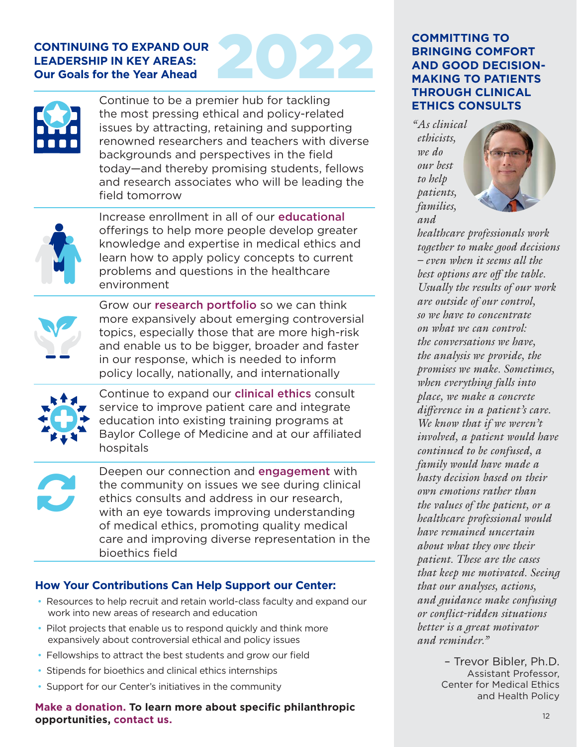## CONTINUING TO EXPAND OUR LEADERSHIP IN KEY AREAS: Our Goals for the Year Ahead 2022

Continue to be a premier hub for tackling the most pressing ethical and policy-related issues by attracting, retaining and supporting renowned researchers and teachers with diverse backgrounds and perspectives in the field today—and thereby promising students, fellows and research associates who will be leading the field tomorrow

Increase enrollment in all of our educational offerings to help more people develop greater knowledge and expertise in medical ethics and learn how to apply policy concepts to current problems and questions in the healthcare environment

Grow our research portfolio so we can think more expansively about emerging controversial topics, especially those that are more high-risk and enable us to be bigger, broader and faster in our response, which is needed to inform policy locally, nationally, and internationally

Continue to expand our clinical ethics consult service to improve patient care and integrate education into existing training programs at Baylor College of Medicine and at our affiliated hospitals

Deepen our connection and engagement with the community on issues we see during clinical ethics consults and address in our research, with an eye towards improving understanding of medical ethics, promoting quality medical care and improving diverse representation in the bioethics field

### How Your Contributions Can Help Support our Center:

- Resources to help recruit and retain world-class faculty and expand our work into new areas of research and education
- Pilot projects that enable us to respond quickly and think more expansively about controversial ethical and policy issues
- Fellowships to attract the best students and grow our field
- Stipends for bioethics and clinical ethics internships
- Support for our Center's initiatives in the community

**Make a donation. To learn more about specific philanthropic opportunities, contact us.**

## COMMITTING TO BRINGING COMFORT AND GOOD DECISION-MAKING TO PATIENTS THROUGH CLINICAL ETHICS CONSULTS

*"As clinical ethicists, we do our best to help patients, families, and healthcare professionals work together to make good decisions – even when it seems all the best options are off the table. Usually the results of our work are outside of our control, so we have to concentrate on what we can control: the conversations we have, the analysis we provide, the promises we make. Sometimes, when everything falls into place, we make a concrete difference in a patient's care. We know that if we weren't involved, a patient would have continued to be confused, a family would have made a hasty decision based on their own emotions rather than the values of the patient, or a healthcare professional would have remained uncertain about what they owe their patient. These are the cases that keep me motivated. Seeing that our analyses, actions, and guidance make confusing or conflict-ridden situations better is a great motivator and reminder."*

– Trevor Bibler, Ph.D.
Assistant Professor,
Center for Medical Ethics
and Health Policy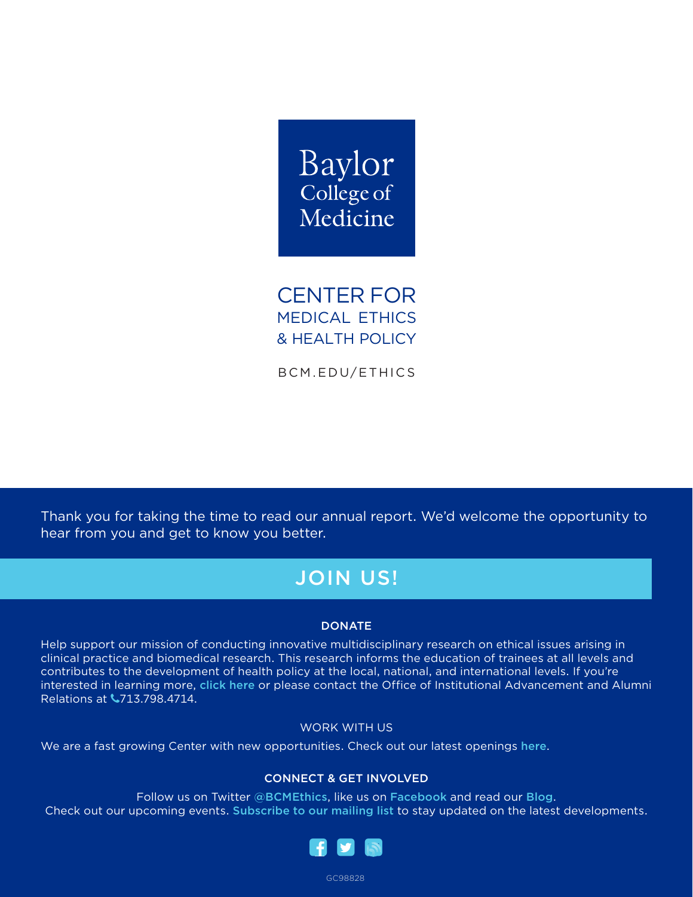Baylor College of Medicine

CENTER FOR MEDICAL ETHICS & HEALTH POLICY

BCM.EDU/ETHICS

Thank you for taking the time to read our annual report. We'd welcome the opportunity to hear from you and get to know you better.

## JOIN US!

### DONATE

Help support our mission of conducting innovative multidisciplinary research on ethical issues arising in clinical practice and biomedical research. This research informs the education of trainees at all levels and contributes to the development of health policy at the local, national, and international levels. If you're interested in learning more, **click here** or please contact the Office of Institutional Advancement and Alumni Relations at 713.798.4714.

### WORK WITH US

We are a fast growing Center with new opportunities. Check out our latest openings **here**.

### CONNECT & GET INVOLVED

Follow us on Twitter **@BCMEthics**, like us on **Facebook** and read our **Blog**.
Check out our upcoming events. **Subscribe to our mailing list** to stay updated on the latest developments.

GC98828